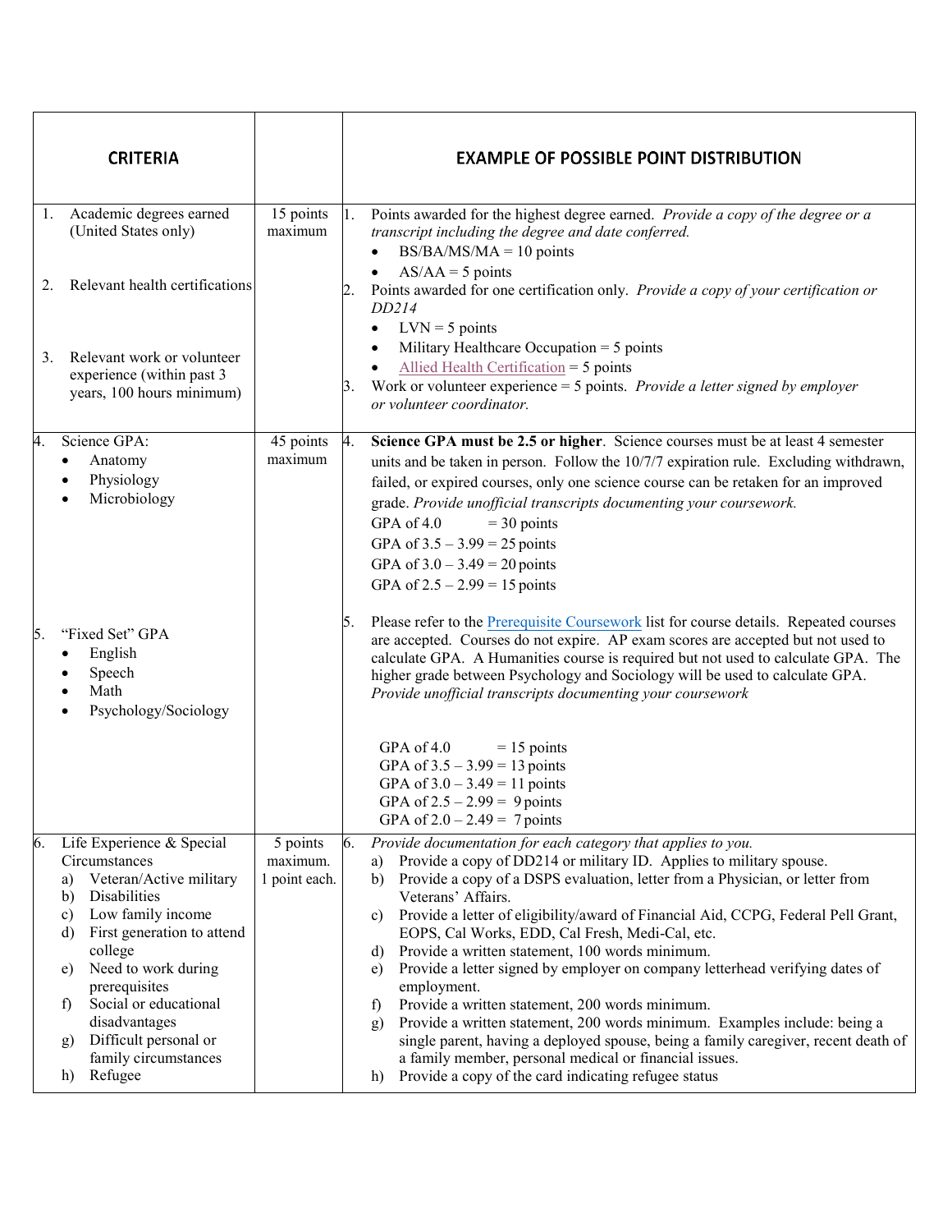| CRITERIA | | EXAMPLE OF POSSIBLE POINT DISTRIBUTION |
|---|---|---|
| 1. Academic degrees earned (United States only)<br><br>2. Relevant health certifications<br><br>3. Relevant work or volunteer experience (within past 3 years, 100 hours minimum) | 15 points maximum | 1. Points awarded for the highest degree earned. *Provide a copy of the degree or a transcript including the degree and date conferred.*<br>• BS/BA/MS/MA = 10 points<br>• AS/AA = 5 points<br>2. Points awarded for one certification only. *Provide a copy of your certification or DD214*<br>• LVN = 5 points<br>• Military Healthcare Occupation = 5 points<br>• Allied Health Certification = 5 points<br>3. Work or volunteer experience = 5 points. *Provide a letter signed by employer or volunteer coordinator.* |
| 4. Science GPA:<br>• Anatomy<br>• Physiology<br>• Microbiology<br><br>5. "Fixed Set" GPA<br>• English<br>• Speech<br>• Math<br>• Psychology/Sociology | 45 points maximum | 4. **Science GPA must be 2.5 or higher**. Science courses must be at least 4 semester units and be taken in person. Follow the 10/7/7 expiration rule. Excluding withdrawn, failed, or expired courses, only one science course can be retaken for an improved grade. *Provide unofficial transcripts documenting your coursework.*<br>GPA of 4.0 = 30 points<br>GPA of 3.5 – 3.99 = 25 points<br>GPA of 3.0 – 3.49 = 20 points<br>GPA of 2.5 – 2.99 = 15 points<br><br>5. Please refer to the Prerequisite Coursework list for course details. Repeated courses are accepted. Courses do not expire. AP exam scores are accepted but not used to calculate GPA. A Humanities course is required but not used to calculate GPA. The higher grade between Psychology and Sociology will be used to calculate GPA. *Provide unofficial transcripts documenting your coursework*<br><br>GPA of 4.0 = 15 points<br>GPA of 3.5 – 3.99 = 13 points<br>GPA of 3.0 – 3.49 = 11 points<br>GPA of 2.5 – 2.99 = 9 points<br>GPA of 2.0 – 2.49 = 7 points |
| 6. Life Experience & Special Circumstances<br>a) Veteran/Active military<br>b) Disabilities<br>c) Low family income<br>d) First generation to attend college<br>e) Need to work during prerequisites<br>f) Social or educational disadvantages<br>g) Difficult personal or family circumstances<br>h) Refugee | 5 points maximum. 1 point each. | 6. *Provide documentation for each category that applies to you.*<br>a) Provide a copy of DD214 or military ID. Applies to military spouse.<br>b) Provide a copy of a DSPS evaluation, letter from a Physician, or letter from Veterans' Affairs.<br>c) Provide a letter of eligibility/award of Financial Aid, CCPG, Federal Pell Grant, EOPS, Cal Works, EDD, Cal Fresh, Medi-Cal, etc.<br>d) Provide a written statement, 100 words minimum.<br>e) Provide a letter signed by employer on company letterhead verifying dates of employment.<br>f) Provide a written statement, 200 words minimum.<br>g) Provide a written statement, 200 words minimum. Examples include: being a single parent, having a deployed spouse, being a family caregiver, recent death of a family member, personal medical or financial issues.<br>h) Provide a copy of the card indicating refugee status |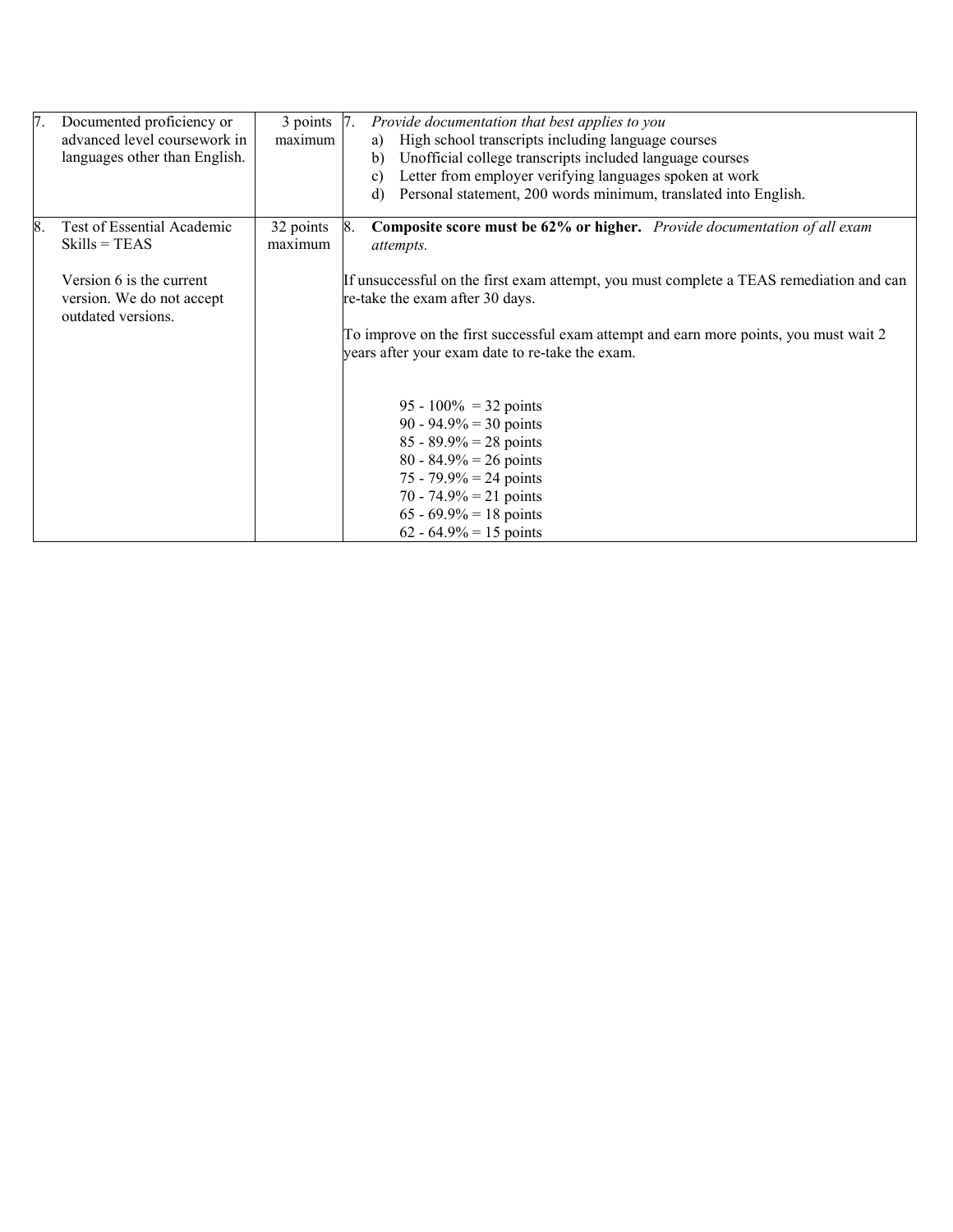| | | |
|---|---|---|
| 7. Documented proficiency or advanced level coursework in languages other than English. | 3 points maximum | 7. *Provide documentation that best applies to you*<br>a) High school transcripts including language courses<br>b) Unofficial college transcripts included language courses<br>c) Letter from employer verifying languages spoken at work<br>d) Personal statement, 200 words minimum, translated into English. |
| 8. Test of Essential Academic Skills = TEAS<br><br>Version 6 is the current version. We do not accept outdated versions. | 32 points maximum | 8. **Composite score must be 62% or higher.** *Provide documentation of all exam attempts.*<br><br>If unsuccessful on the first exam attempt, you must complete a TEAS remediation and can re-take the exam after 30 days.<br><br>To improve on the first successful exam attempt and earn more points, you must wait 2 years after your exam date to re-take the exam.<br><br>95 - 100% = 32 points<br>90 - 94.9% = 30 points<br>85 - 89.9% = 28 points<br>80 - 84.9% = 26 points<br>75 - 79.9% = 24 points<br>70 - 74.9% = 21 points<br>65 - 69.9% = 18 points<br>62 - 64.9% = 15 points |